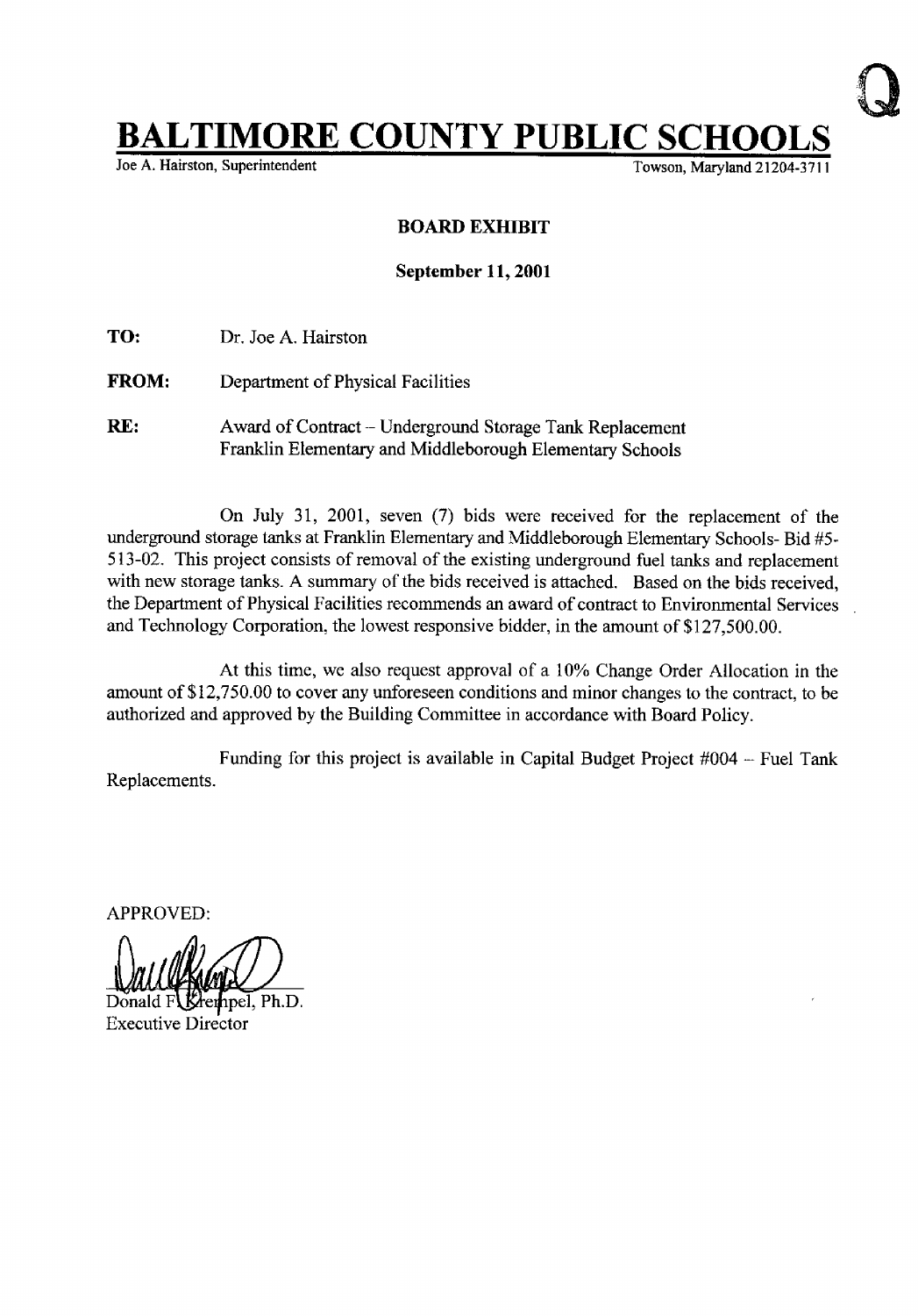Q

# BALTIMORE COUNTY PUBLIC SCHOOLS

Joe A. Hairston, Superintendent

Towson, Maryland 21204-3711

**BOARD EXHIBIT**

**September 11, 2001**

**TO:** Dr. Joe A. Hairston

**FROM:** Department of Physical Facilities

**RE:** Award of Contract – Underground Storage Tank Replacement
Franklin Elementary and Middleborough Elementary Schools

On July 31, 2001, seven (7) bids were received for the replacement of the underground storage tanks at Franklin Elementary and Middleborough Elementary Schools- Bid #5-513-02. This project consists of removal of the existing underground fuel tanks and replacement with new storage tanks. A summary of the bids received is attached. Based on the bids received, the Department of Physical Facilities recommends an award of contract to Environmental Services and Technology Corporation, the lowest responsive bidder, in the amount of $127,500.00.

At this time, we also request approval of a 10% Change Order Allocation in the amount of $12,750.00 to cover any unforeseen conditions and minor changes to the contract, to be authorized and approved by the Building Committee in accordance with Board Policy.

Funding for this project is available in Capital Budget Project #004 – Fuel Tank Replacements.

APPROVED:

Donald F. Krempel, Ph.D.
Executive Director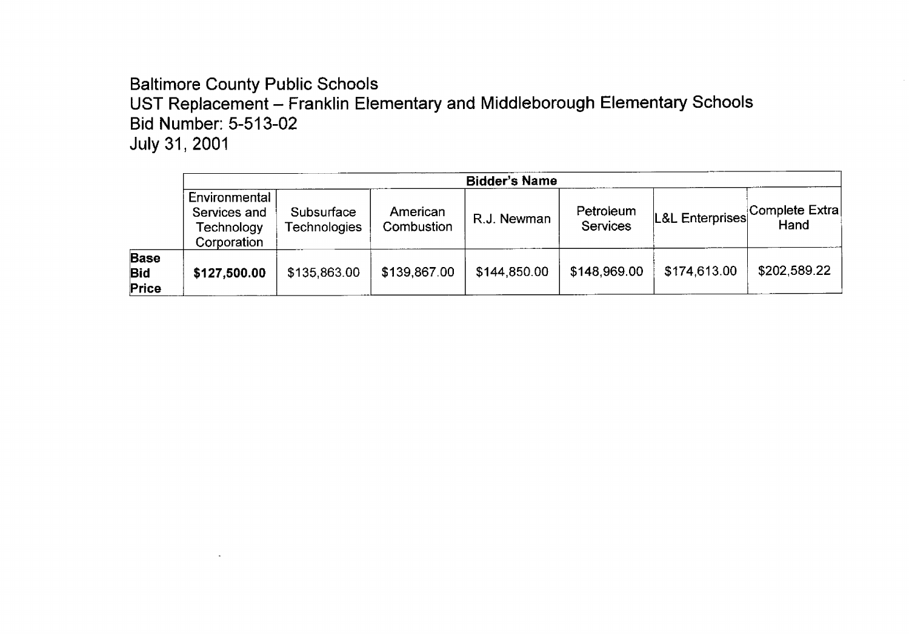Baltimore County Public Schools
UST Replacement – Franklin Elementary and Middleborough Elementary Schools
Bid Number: 5-513-02
July 31, 2001

| | Bidder's Name | | | | | | |
|---|---|---|---|---|---|---|---|
| | Environmental Services and Technology Corporation | Subsurface Technologies | American Combustion | R.J. Newman | Petroleum Services | L&L Enterprises | Complete Extra Hand |
| **Base Bid Price** | **$127,500.00** | $135,863.00 | $139,867.00 | $144,850.00 | $148,969.00 | $174,613.00 | $202,589.22 |